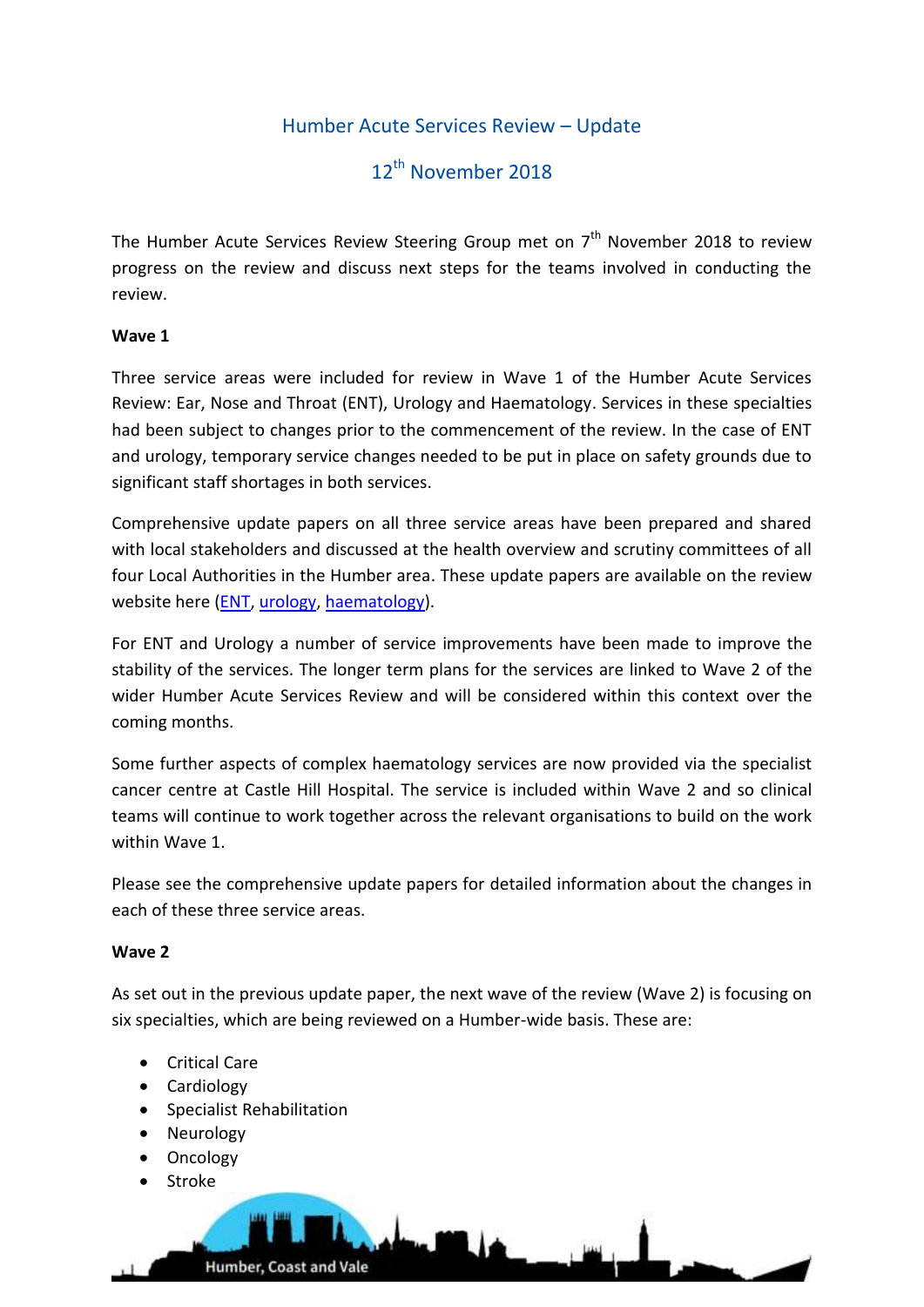# Humber Acute Services Review – Update

## 12th November 2018

The Humber Acute Services Review Steering Group met on 7th November 2018 to review progress on the review and discuss next steps for the teams involved in conducting the review.

**Wave 1**

Three service areas were included for review in Wave 1 of the Humber Acute Services Review: Ear, Nose and Throat (ENT), Urology and Haematology. Services in these specialties had been subject to changes prior to the commencement of the review. In the case of ENT and urology, temporary service changes needed to be put in place on safety grounds due to significant staff shortages in both services.

Comprehensive update papers on all three service areas have been prepared and shared with local stakeholders and discussed at the health overview and scrutiny committees of all four Local Authorities in the Humber area. These update papers are available on the review website here (ENT, urology, haematology).

For ENT and Urology a number of service improvements have been made to improve the stability of the services. The longer term plans for the services are linked to Wave 2 of the wider Humber Acute Services Review and will be considered within this context over the coming months.

Some further aspects of complex haematology services are now provided via the specialist cancer centre at Castle Hill Hospital. The service is included within Wave 2 and so clinical teams will continue to work together across the relevant organisations to build on the work within Wave 1.

Please see the comprehensive update papers for detailed information about the changes in each of these three service areas.

**Wave 2**

As set out in the previous update paper, the next wave of the review (Wave 2) is focusing on six specialties, which are being reviewed on a Humber-wide basis. These are:

- Critical Care
- Cardiology
- Specialist Rehabilitation
- Neurology
- Oncology
- Stroke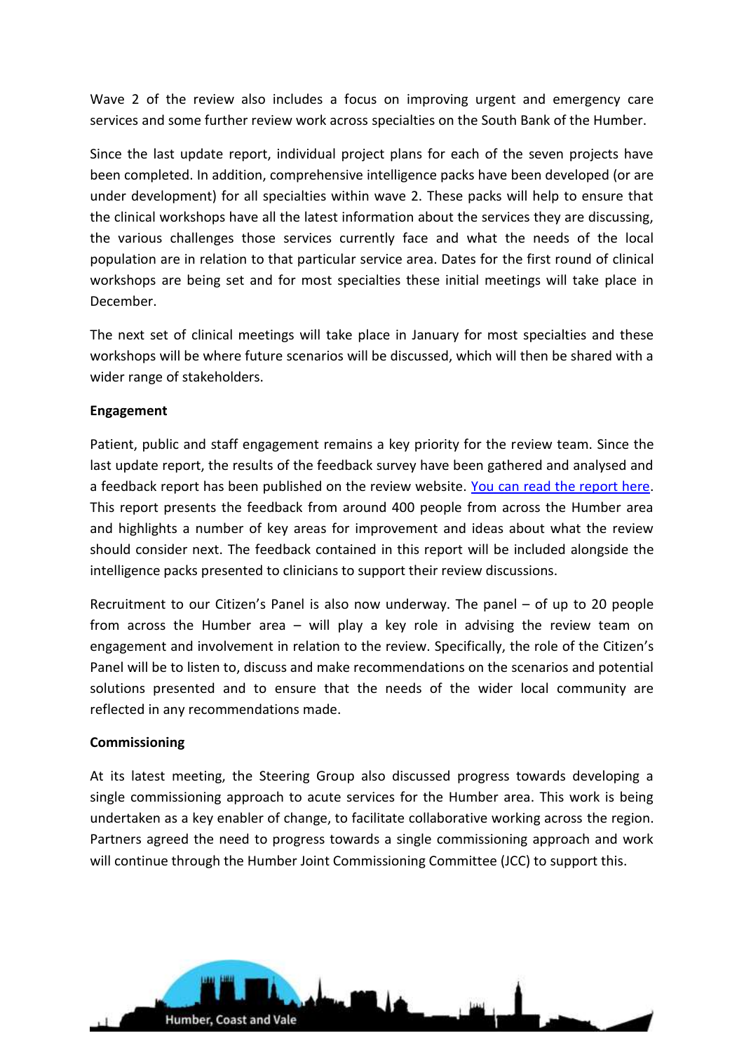Wave 2 of the review also includes a focus on improving urgent and emergency care services and some further review work across specialties on the South Bank of the Humber.

Since the last update report, individual project plans for each of the seven projects have been completed. In addition, comprehensive intelligence packs have been developed (or are under development) for all specialties within wave 2. These packs will help to ensure that the clinical workshops have all the latest information about the services they are discussing, the various challenges those services currently face and what the needs of the local population are in relation to that particular service area. Dates for the first round of clinical workshops are being set and for most specialties these initial meetings will take place in December.

The next set of clinical meetings will take place in January for most specialties and these workshops will be where future scenarios will be discussed, which will then be shared with a wider range of stakeholders.

**Engagement**

Patient, public and staff engagement remains a key priority for the review team. Since the last update report, the results of the feedback survey have been gathered and analysed and a feedback report has been published on the review website. [You can read the report here](). This report presents the feedback from around 400 people from across the Humber area and highlights a number of key areas for improvement and ideas about what the review should consider next. The feedback contained in this report will be included alongside the intelligence packs presented to clinicians to support their review discussions.

Recruitment to our Citizen's Panel is also now underway. The panel – of up to 20 people from across the Humber area – will play a key role in advising the review team on engagement and involvement in relation to the review. Specifically, the role of the Citizen's Panel will be to listen to, discuss and make recommendations on the scenarios and potential solutions presented and to ensure that the needs of the wider local community are reflected in any recommendations made.

**Commissioning**

At its latest meeting, the Steering Group also discussed progress towards developing a single commissioning approach to acute services for the Humber area. This work is being undertaken as a key enabler of change, to facilitate collaborative working across the region. Partners agreed the need to progress towards a single commissioning approach and work will continue through the Humber Joint Commissioning Committee (JCC) to support this.